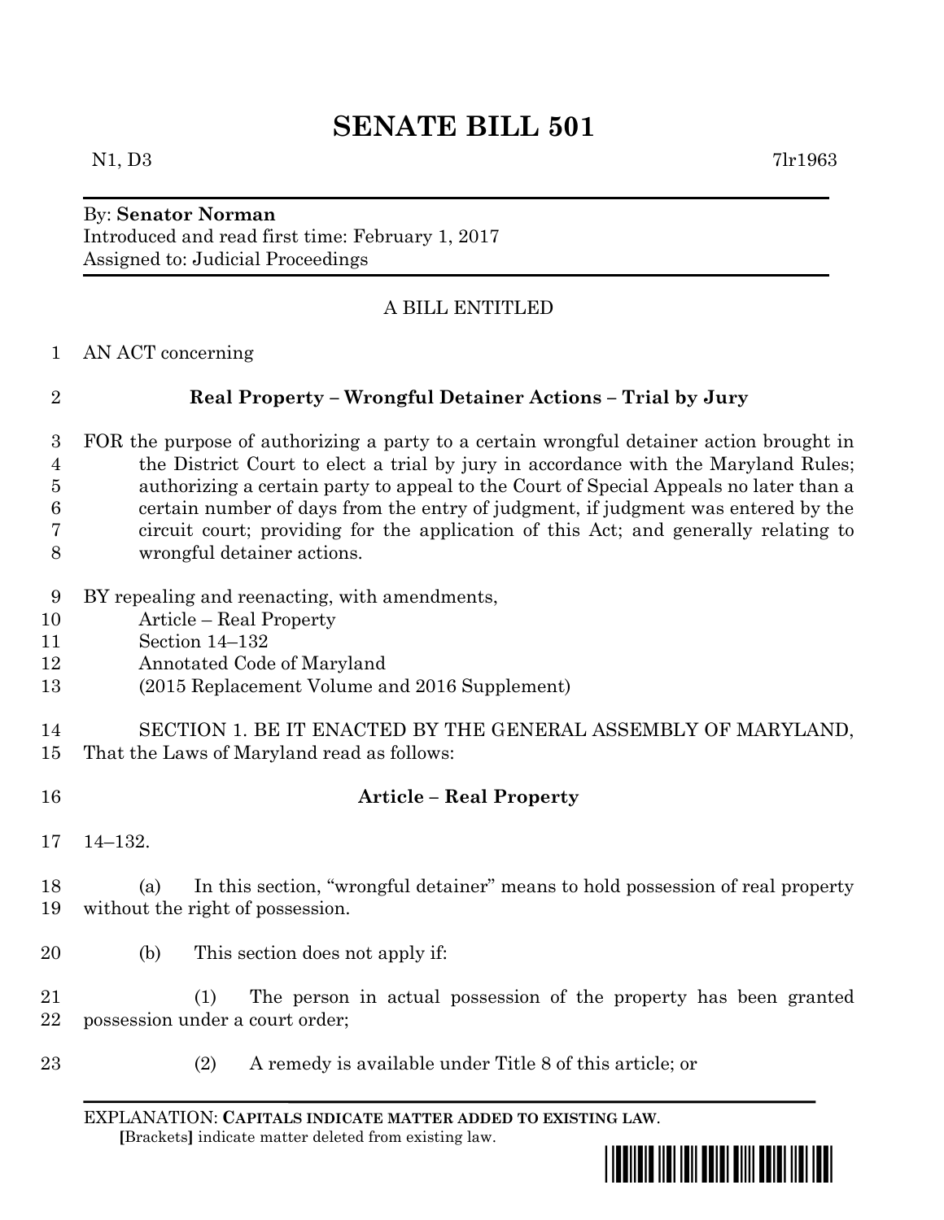# SENATE BILL 501

N1, D3 7lr1963

By: **Senator Norman**
Introduced and read first time: February 1, 2017
Assigned to: Judicial Proceedings

A BILL ENTITLED

AN ACT concerning

## Real Property – Wrongful Detainer Actions – Trial by Jury

FOR the purpose of authorizing a party to a certain wrongful detainer action brought in the District Court to elect a trial by jury in accordance with the Maryland Rules; authorizing a certain party to appeal to the Court of Special Appeals no later than a certain number of days from the entry of judgment, if judgment was entered by the circuit court; providing for the application of this Act; and generally relating to wrongful detainer actions.

BY repealing and reenacting, with amendments,
Article – Real Property
Section 14–132
Annotated Code of Maryland
(2015 Replacement Volume and 2016 Supplement)

SECTION 1. BE IT ENACTED BY THE GENERAL ASSEMBLY OF MARYLAND, That the Laws of Maryland read as follows:

**Article – Real Property**

14–132.

(a) In this section, "wrongful detainer" means to hold possession of real property without the right of possession.

(b) This section does not apply if:

(1) The person in actual possession of the property has been granted possession under a court order;

(2) A remedy is available under Title 8 of this article; or

EXPLANATION: **CAPITALS INDICATE MATTER ADDED TO EXISTING LAW**.
[Brackets] indicate matter deleted from existing law.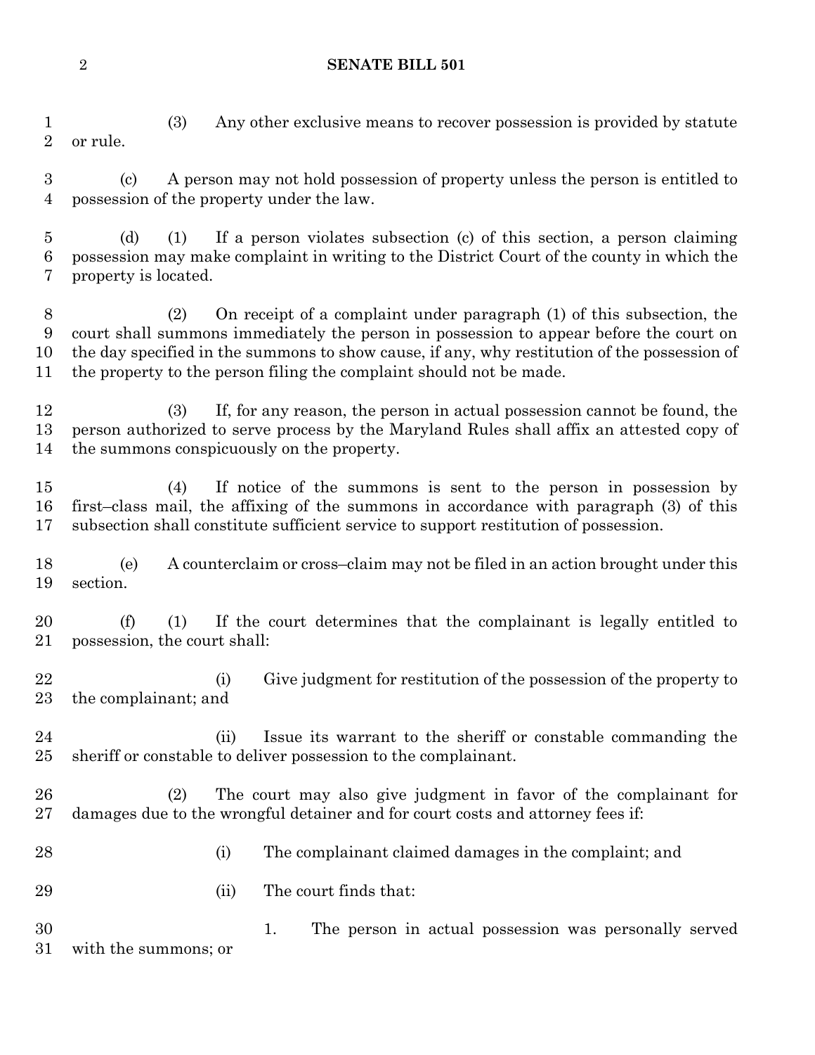(3) Any other exclusive means to recover possession is provided by statute or rule.

(c) A person may not hold possession of property unless the person is entitled to possession of the property under the law.

(d) (1) If a person violates subsection (c) of this section, a person claiming possession may make complaint in writing to the District Court of the county in which the property is located.

(2) On receipt of a complaint under paragraph (1) of this subsection, the court shall summons immediately the person in possession to appear before the court on the day specified in the summons to show cause, if any, why restitution of the possession of the property to the person filing the complaint should not be made.

(3) If, for any reason, the person in actual possession cannot be found, the person authorized to serve process by the Maryland Rules shall affix an attested copy of the summons conspicuously on the property.

(4) If notice of the summons is sent to the person in possession by first–class mail, the affixing of the summons in accordance with paragraph (3) of this subsection shall constitute sufficient service to support restitution of possession.

(e) A counterclaim or cross–claim may not be filed in an action brought under this section.

(f) (1) If the court determines that the complainant is legally entitled to possession, the court shall:

(i) Give judgment for restitution of the possession of the property to the complainant; and

(ii) Issue its warrant to the sheriff or constable commanding the sheriff or constable to deliver possession to the complainant.

(2) The court may also give judgment in favor of the complainant for damages due to the wrongful detainer and for court costs and attorney fees if:

(i) The complainant claimed damages in the complaint; and

(ii) The court finds that:

1. The person in actual possession was personally served with the summons; or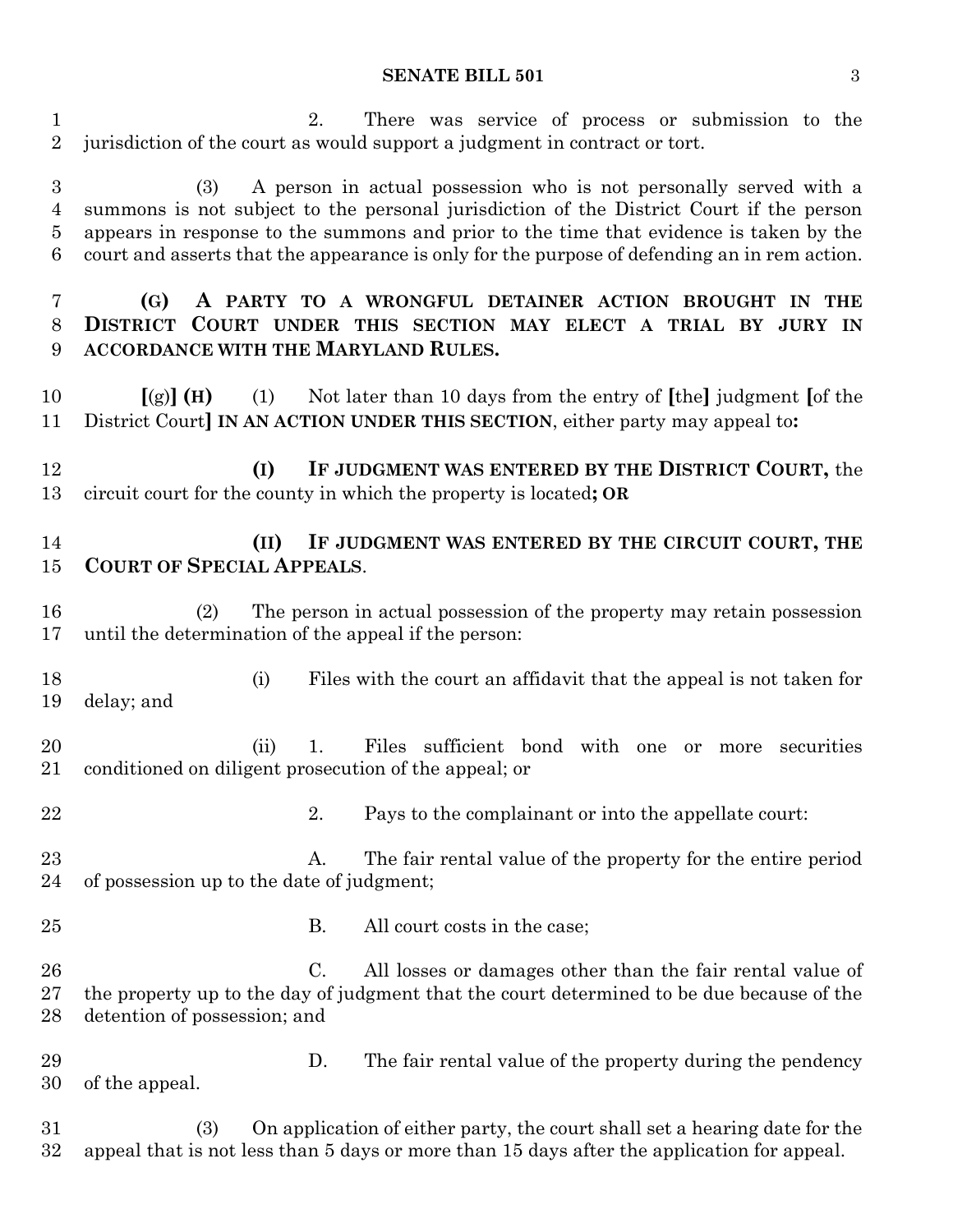2. There was service of process or submission to the jurisdiction of the court as would support a judgment in contract or tort.

(3) A person in actual possession who is not personally served with a summons is not subject to the personal jurisdiction of the District Court if the person appears in response to the summons and prior to the time that evidence is taken by the court and asserts that the appearance is only for the purpose of defending an in rem action.

**(G) A PARTY TO A WRONGFUL DETAINER ACTION BROUGHT IN THE DISTRICT COURT UNDER THIS SECTION MAY ELECT A TRIAL BY JURY IN ACCORDANCE WITH THE MARYLAND RULES.**

**[**(g)**] (H)** (1) Not later than 10 days from the entry of **[**the**]** judgment **[**of the District Court**] IN AN ACTION UNDER THIS SECTION**, either party may appeal to**:**

**(I) IF JUDGMENT WAS ENTERED BY THE DISTRICT COURT,** the circuit court for the county in which the property is located**; OR**

**(II) IF JUDGMENT WAS ENTERED BY THE CIRCUIT COURT, THE COURT OF SPECIAL APPEALS**.

(2) The person in actual possession of the property may retain possession until the determination of the appeal if the person:

(i) Files with the court an affidavit that the appeal is not taken for delay; and

(ii) 1. Files sufficient bond with one or more securities conditioned on diligent prosecution of the appeal; or

2. Pays to the complainant or into the appellate court:

A. The fair rental value of the property for the entire period of possession up to the date of judgment;

B. All court costs in the case;

C. All losses or damages other than the fair rental value of the property up to the day of judgment that the court determined to be due because of the detention of possession; and

D. The fair rental value of the property during the pendency of the appeal.

(3) On application of either party, the court shall set a hearing date for the appeal that is not less than 5 days or more than 15 days after the application for appeal.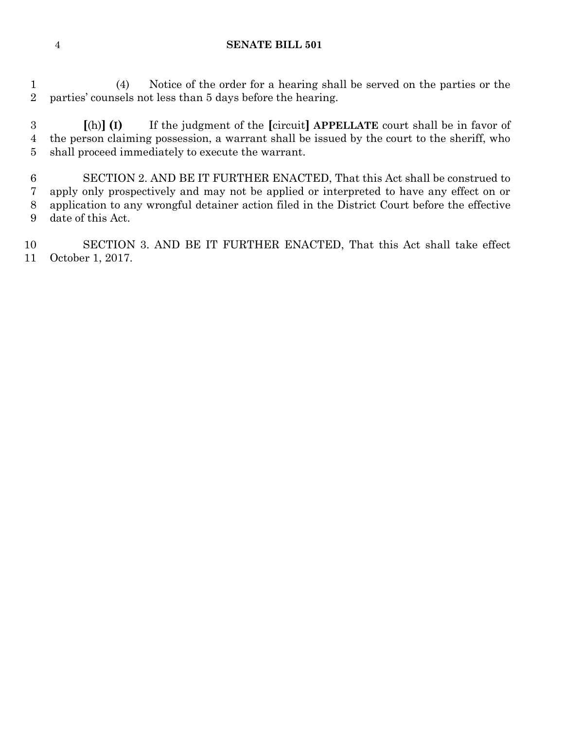(4) Notice of the order for a hearing shall be served on the parties or the parties' counsels not less than 5 days before the hearing.

**[**(h)**] (I)** If the judgment of the **[**circuit**] APPELLATE** court shall be in favor of the person claiming possession, a warrant shall be issued by the court to the sheriff, who shall proceed immediately to execute the warrant.

SECTION 2. AND BE IT FURTHER ENACTED, That this Act shall be construed to apply only prospectively and may not be applied or interpreted to have any effect on or application to any wrongful detainer action filed in the District Court before the effective date of this Act.

SECTION 3. AND BE IT FURTHER ENACTED, That this Act shall take effect October 1, 2017.